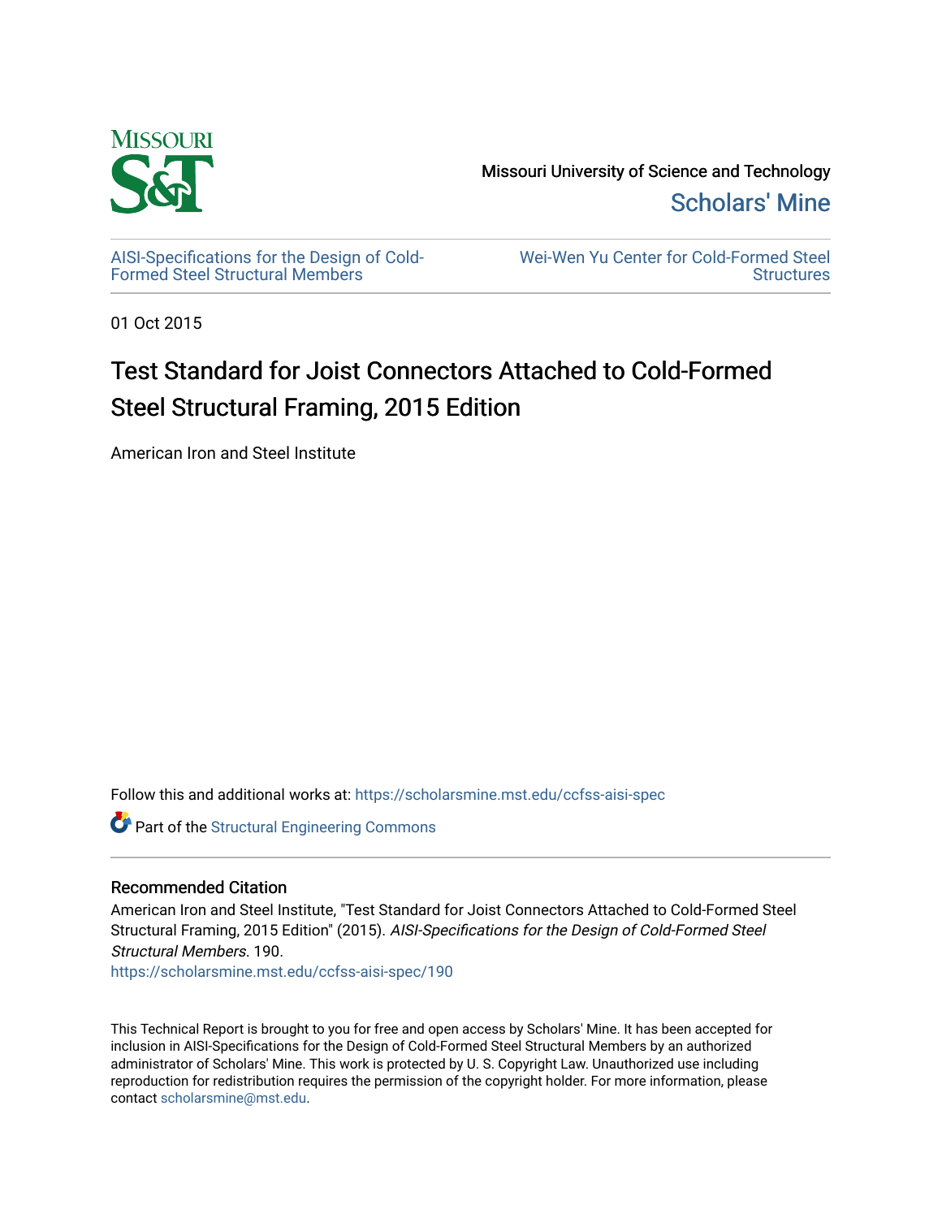Missouri University of Science and Technology

Scholars' Mine

AISI-Specifications for the Design of Cold-Formed Steel Structural Members

Wei-Wen Yu Center for Cold-Formed Steel Structures

01 Oct 2015

# Test Standard for Joist Connectors Attached to Cold-Formed Steel Structural Framing, 2015 Edition

American Iron and Steel Institute

Follow this and additional works at: https://scholarsmine.mst.edu/ccfss-aisi-spec

Part of the Structural Engineering Commons

## Recommended Citation

American Iron and Steel Institute, "Test Standard for Joist Connectors Attached to Cold-Formed Steel Structural Framing, 2015 Edition" (2015). *AISI-Specifications for the Design of Cold-Formed Steel Structural Members*. 190.
https://scholarsmine.mst.edu/ccfss-aisi-spec/190

This Technical Report is brought to you for free and open access by Scholars' Mine. It has been accepted for inclusion in AISI-Specifications for the Design of Cold-Formed Steel Structural Members by an authorized administrator of Scholars' Mine. This work is protected by U. S. Copyright Law. Unauthorized use including reproduction for redistribution requires the permission of the copyright holder. For more information, please contact scholarsmine@mst.edu.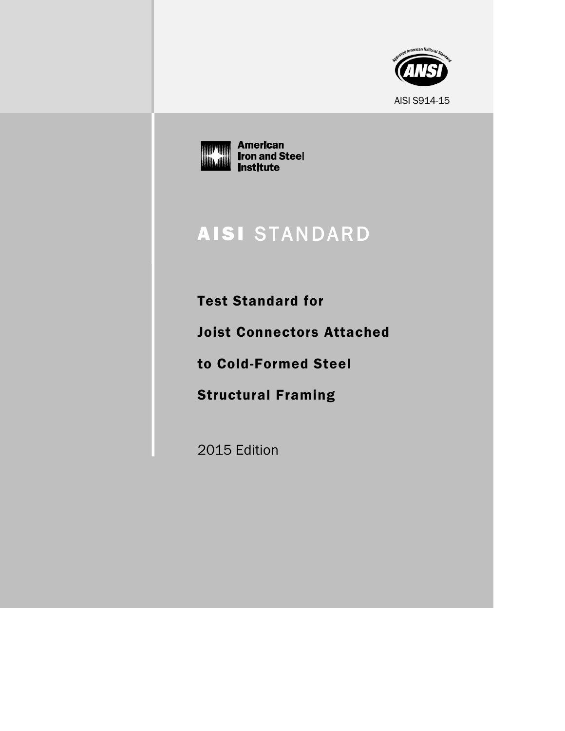AISI S914-15

American Iron and Steel Institute

# AISI STANDARD

## Test Standard for Joist Connectors Attached to Cold-Formed Steel Structural Framing

2015 Edition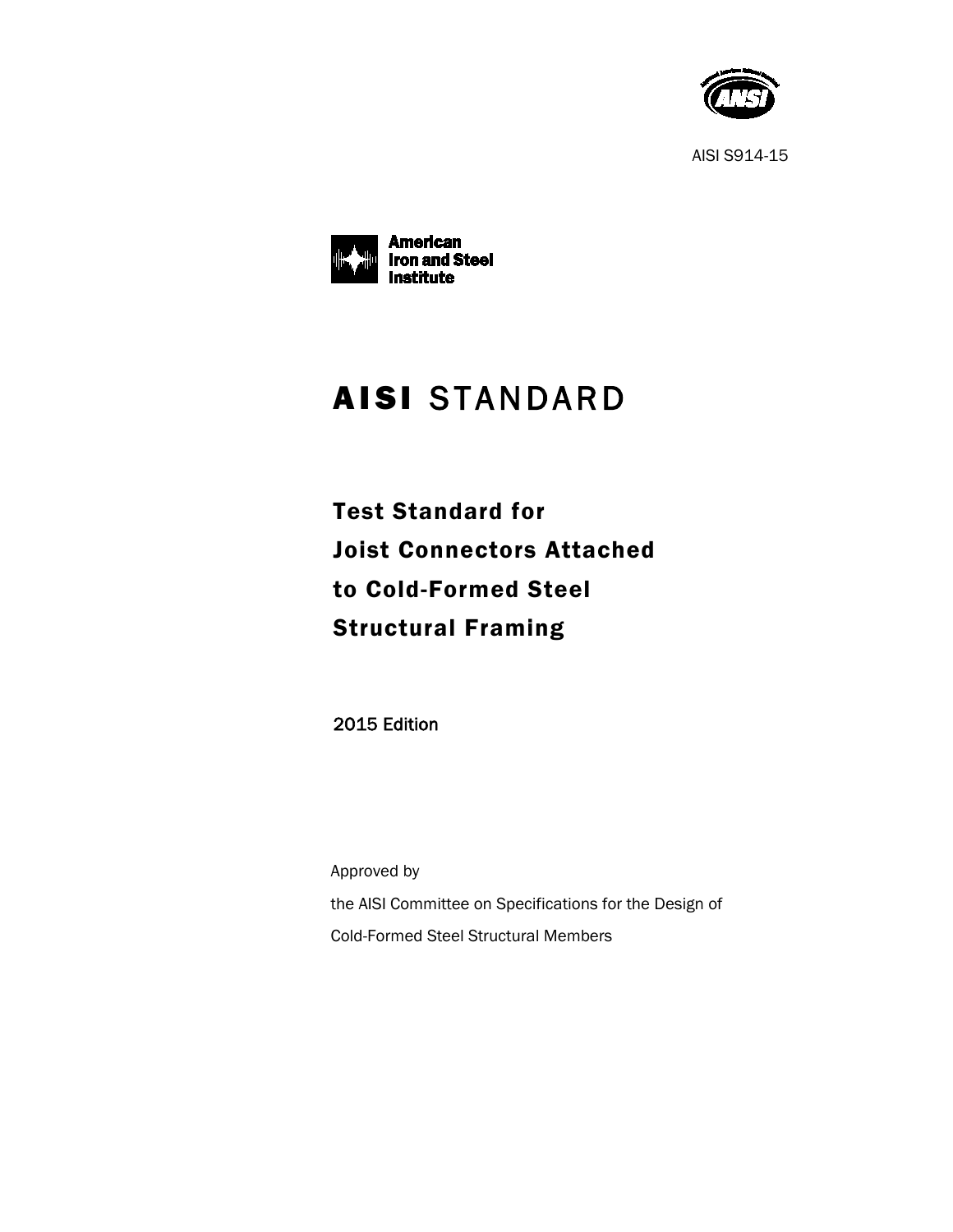AISI S914-15

American Iron and Steel Institute

# AISI STANDARD

## Test Standard for Joist Connectors Attached to Cold-Formed Steel Structural Framing

2015 Edition

Approved by

the AISI Committee on Specifications for the Design of

Cold-Formed Steel Structural Members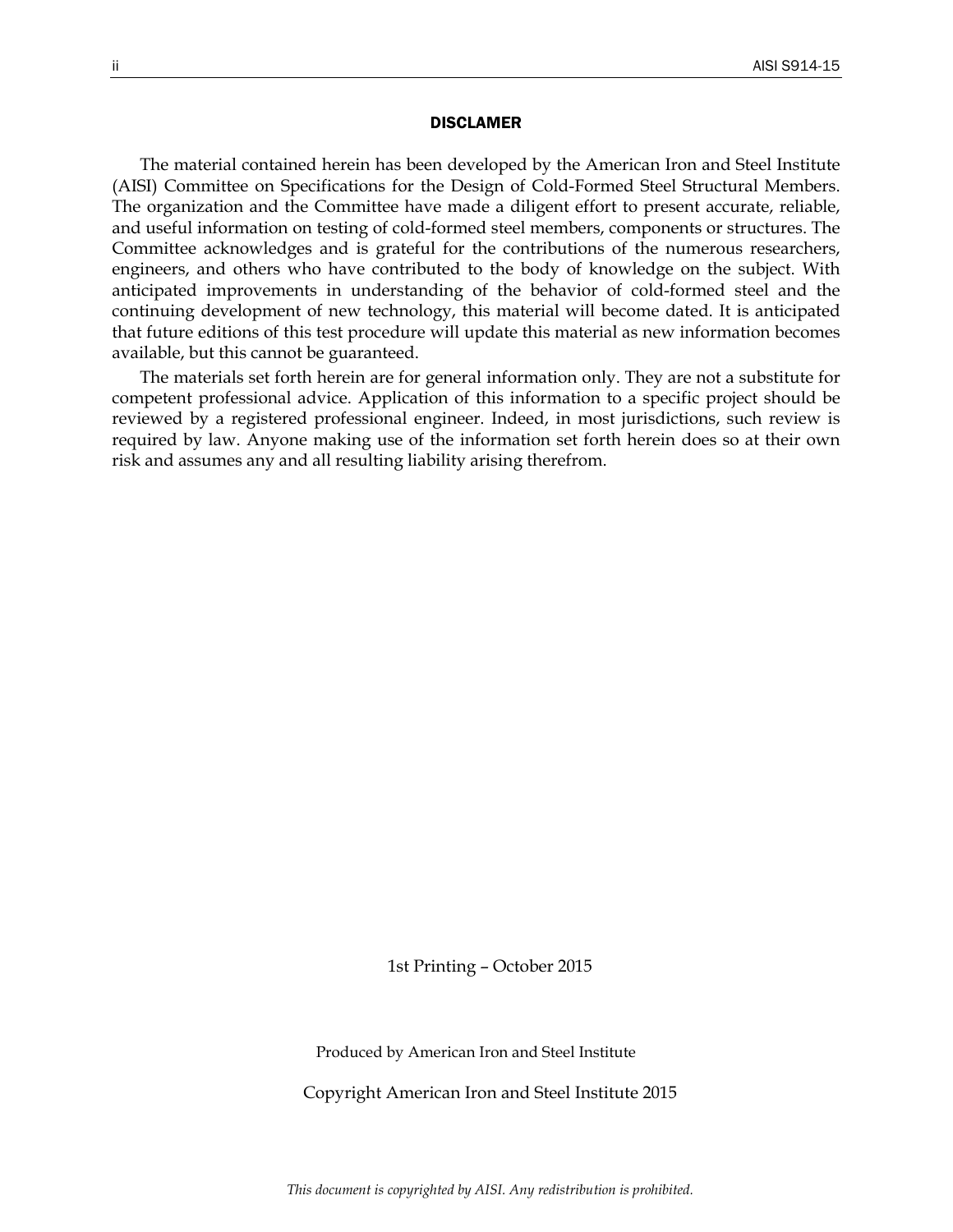## DISCLAMER

The material contained herein has been developed by the American Iron and Steel Institute (AISI) Committee on Specifications for the Design of Cold-Formed Steel Structural Members. The organization and the Committee have made a diligent effort to present accurate, reliable, and useful information on testing of cold-formed steel members, components or structures. The Committee acknowledges and is grateful for the contributions of the numerous researchers, engineers, and others who have contributed to the body of knowledge on the subject. With anticipated improvements in understanding of the behavior of cold-formed steel and the continuing development of new technology, this material will become dated. It is anticipated that future editions of this test procedure will update this material as new information becomes available, but this cannot be guaranteed.

The materials set forth herein are for general information only. They are not a substitute for competent professional advice. Application of this information to a specific project should be reviewed by a registered professional engineer. Indeed, in most jurisdictions, such review is required by law. Anyone making use of the information set forth herein does so at their own risk and assumes any and all resulting liability arising therefrom.

1st Printing – October 2015

Produced by American Iron and Steel Institute

Copyright American Iron and Steel Institute 2015

*This document is copyrighted by AISI. Any redistribution is prohibited.*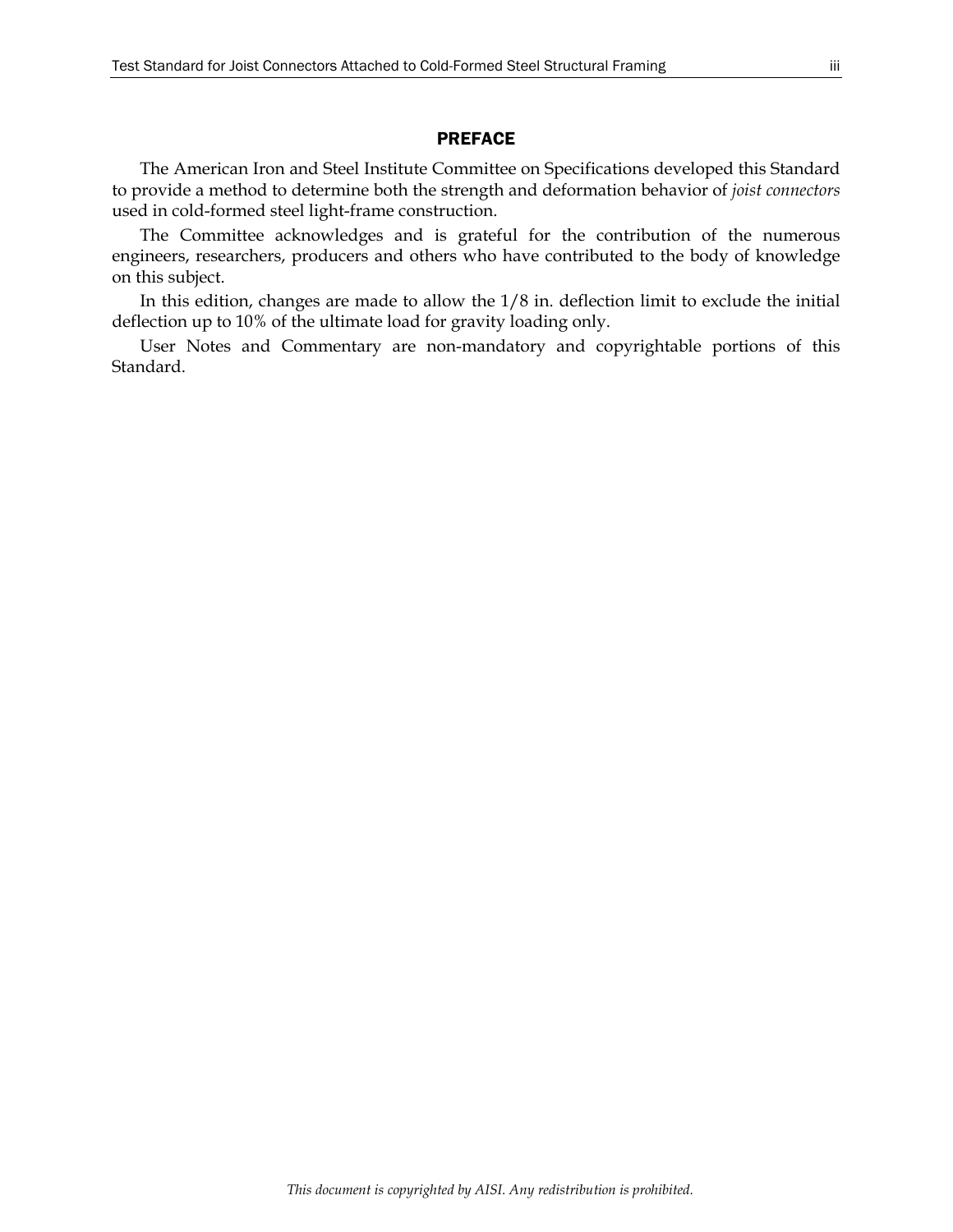# PREFACE

The American Iron and Steel Institute Committee on Specifications developed this Standard to provide a method to determine both the strength and deformation behavior of *joist connectors* used in cold-formed steel light-frame construction.

The Committee acknowledges and is grateful for the contribution of the numerous engineers, researchers, producers and others who have contributed to the body of knowledge on this subject.

In this edition, changes are made to allow the 1/8 in. deflection limit to exclude the initial deflection up to 10% of the ultimate load for gravity loading only.

User Notes and Commentary are non-mandatory and copyrightable portions of this Standard.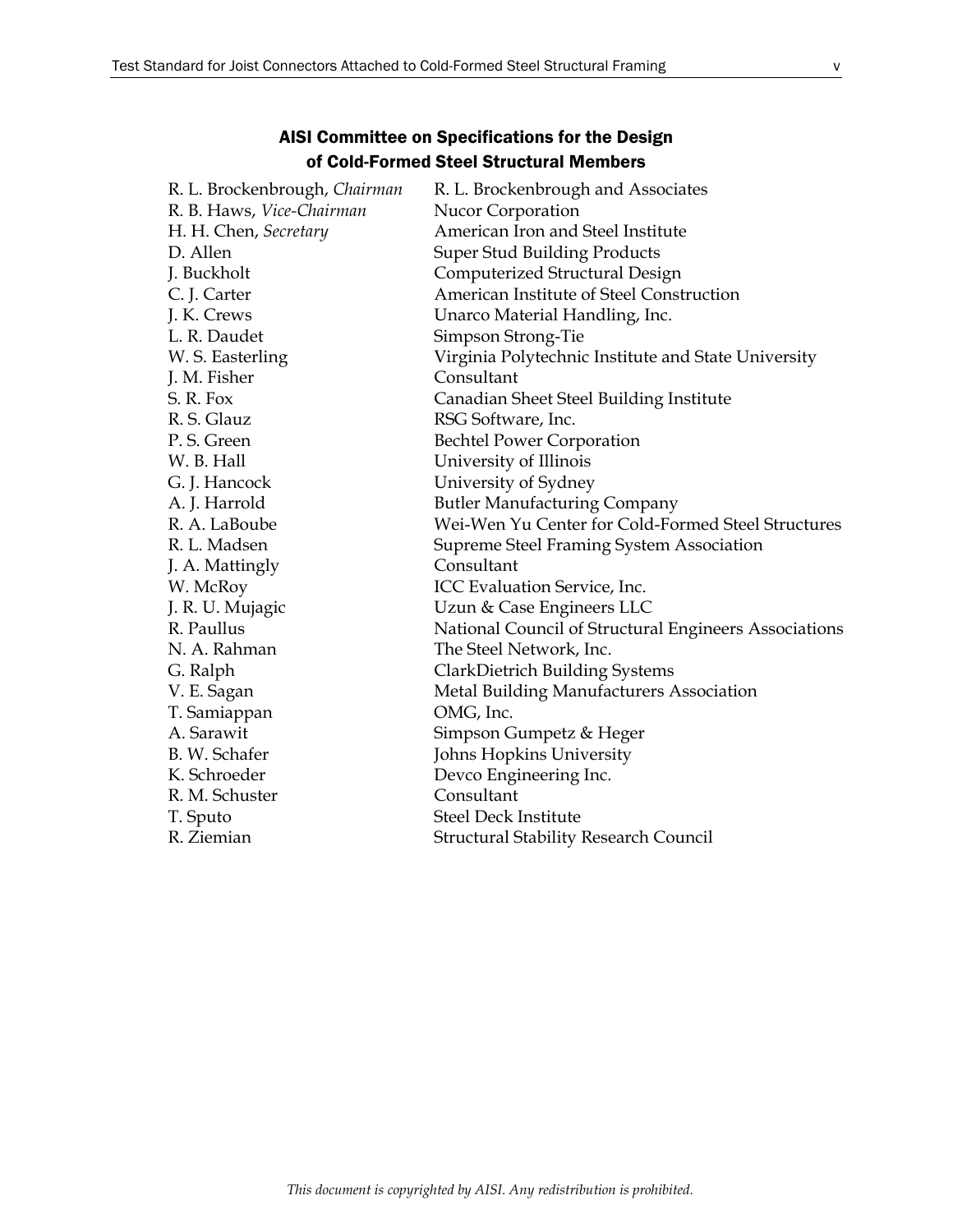## AISI Committee on Specifications for the Design of Cold-Formed Steel Structural Members

| | |
|---|---|
| R. L. Brockenbrough, *Chairman* | R. L. Brockenbrough and Associates |
| R. B. Haws, *Vice-Chairman* | Nucor Corporation |
| H. H. Chen, *Secretary* | American Iron and Steel Institute |
| D. Allen | Super Stud Building Products |
| J. Buckholt | Computerized Structural Design |
| C. J. Carter | American Institute of Steel Construction |
| J. K. Crews | Unarco Material Handling, Inc. |
| L. R. Daudet | Simpson Strong-Tie |
| W. S. Easterling | Virginia Polytechnic Institute and State University |
| J. M. Fisher | Consultant |
| S. R. Fox | Canadian Sheet Steel Building Institute |
| R. S. Glauz | RSG Software, Inc. |
| P. S. Green | Bechtel Power Corporation |
| W. B. Hall | University of Illinois |
| G. J. Hancock | University of Sydney |
| A. J. Harrold | Butler Manufacturing Company |
| R. A. LaBoube | Wei-Wen Yu Center for Cold-Formed Steel Structures |
| R. L. Madsen | Supreme Steel Framing System Association |
| J. A. Mattingly | Consultant |
| W. McRoy | ICC Evaluation Service, Inc. |
| J. R. U. Mujagic | Uzun & Case Engineers LLC |
| R. Paullus | National Council of Structural Engineers Associations |
| N. A. Rahman | The Steel Network, Inc. |
| G. Ralph | ClarkDietrich Building Systems |
| V. E. Sagan | Metal Building Manufacturers Association |
| T. Samiappan | OMG, Inc. |
| A. Sarawit | Simpson Gumpetz & Heger |
| B. W. Schafer | Johns Hopkins University |
| K. Schroeder | Devco Engineering Inc. |
| R. M. Schuster | Consultant |
| T. Sputo | Steel Deck Institute |
| R. Ziemian | Structural Stability Research Council |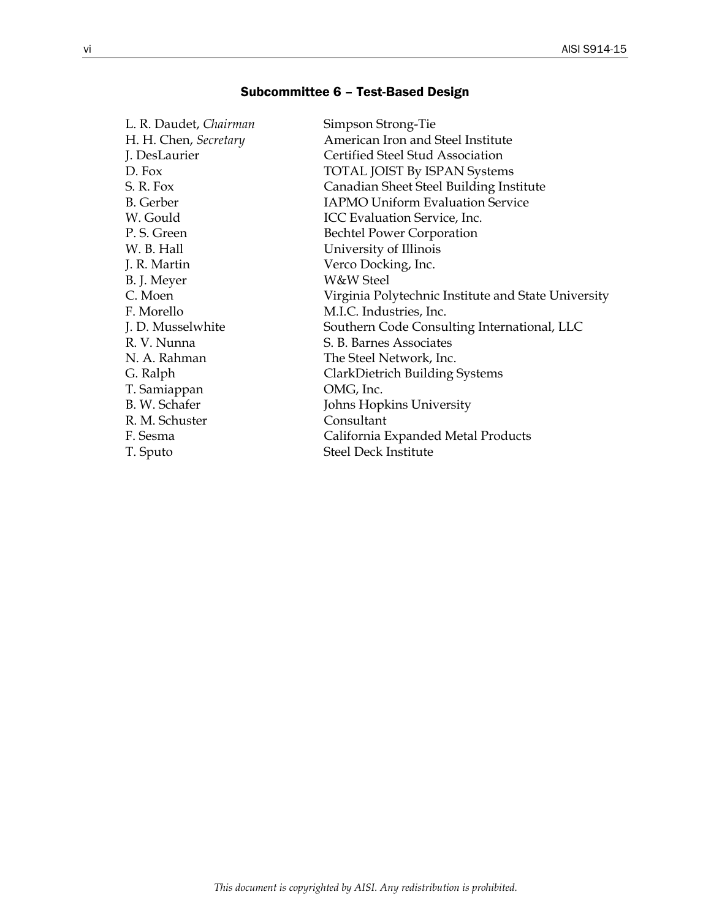## Subcommittee 6 – Test-Based Design

| | |
|---|---|
| L. R. Daudet, *Chairman* | Simpson Strong-Tie |
| H. H. Chen, *Secretary* | American Iron and Steel Institute |
| J. DesLaurier | Certified Steel Stud Association |
| D. Fox | TOTAL JOIST By ISPAN Systems |
| S. R. Fox | Canadian Sheet Steel Building Institute |
| B. Gerber | IAPMO Uniform Evaluation Service |
| W. Gould | ICC Evaluation Service, Inc. |
| P. S. Green | Bechtel Power Corporation |
| W. B. Hall | University of Illinois |
| J. R. Martin | Verco Docking, Inc. |
| B. J. Meyer | W&W Steel |
| C. Moen | Virginia Polytechnic Institute and State University |
| F. Morello | M.I.C. Industries, Inc. |
| J. D. Musselwhite | Southern Code Consulting International, LLC |
| R. V. Nunna | S. B. Barnes Associates |
| N. A. Rahman | The Steel Network, Inc. |
| G. Ralph | ClarkDietrich Building Systems |
| T. Samiappan | OMG, Inc. |
| B. W. Schafer | Johns Hopkins University |
| R. M. Schuster | Consultant |
| F. Sesma | California Expanded Metal Products |
| T. Sputo | Steel Deck Institute |

*This document is copyrighted by AISI. Any redistribution is prohibited.*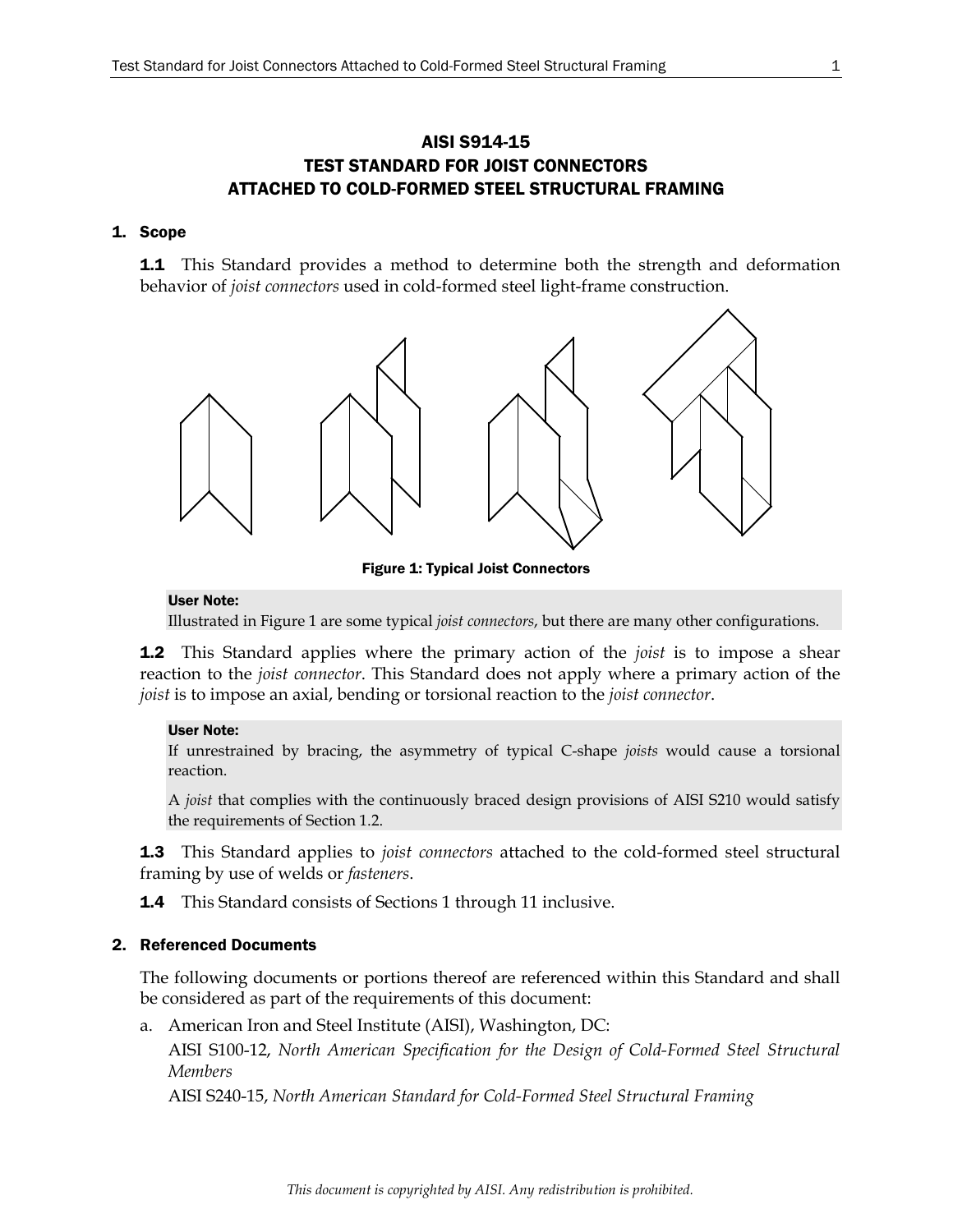## AISI S914-15
## TEST STANDARD FOR JOIST CONNECTORS ATTACHED TO COLD-FORMED STEEL STRUCTURAL FRAMING

### 1. Scope

**1.1** This Standard provides a method to determine both the strength and deformation behavior of *joist connectors* used in cold-formed steel light-frame construction.

**Figure 1: Typical Joist Connectors**

> **User Note:**
> Illustrated in Figure 1 are some typical *joist connectors*, but there are many other configurations.

**1.2** This Standard applies where the primary action of the *joist* is to impose a shear reaction to the *joist connector*. This Standard does not apply where a primary action of the *joist* is to impose an axial, bending or torsional reaction to the *joist connector*.

> **User Note:**
> If unrestrained by bracing, the asymmetry of typical C-shape *joists* would cause a torsional reaction.
>
> A *joist* that complies with the continuously braced design provisions of AISI S210 would satisfy the requirements of Section 1.2.

**1.3** This Standard applies to *joist connectors* attached to the cold-formed steel structural framing by use of welds or *fasteners*.

**1.4** This Standard consists of Sections 1 through 11 inclusive.

### 2. Referenced Documents

The following documents or portions thereof are referenced within this Standard and shall be considered as part of the requirements of this document:

a. American Iron and Steel Institute (AISI), Washington, DC:

AISI S100-12, *North American Specification for the Design of Cold-Formed Steel Structural Members*

AISI S240-15, *North American Standard for Cold-Formed Steel Structural Framing*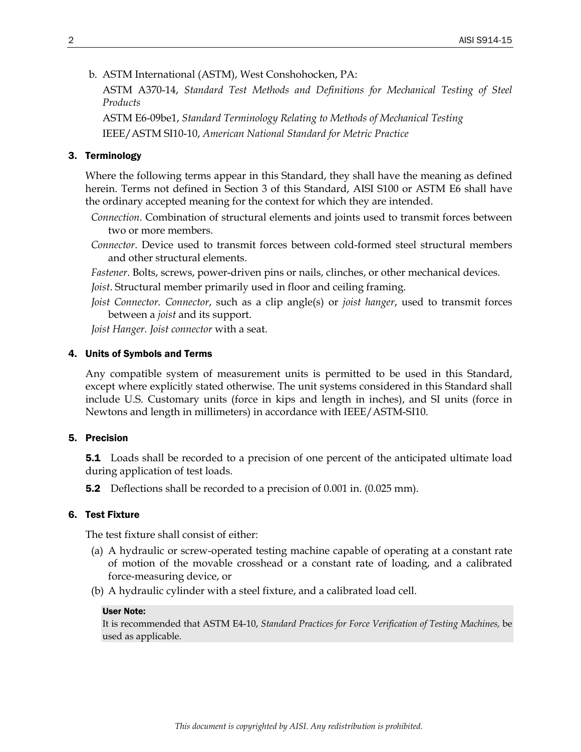b. ASTM International (ASTM), West Conshohocken, PA:

ASTM A370-14, *Standard Test Methods and Definitions for Mechanical Testing of Steel Products*

ASTM E6-09be1, *Standard Terminology Relating to Methods of Mechanical Testing*

IEEE/ASTM SI10-10, *American National Standard for Metric Practice*

## 3. Terminology

Where the following terms appear in this Standard, they shall have the meaning as defined herein. Terms not defined in Section 3 of this Standard, AISI S100 or ASTM E6 shall have the ordinary accepted meaning for the context for which they are intended.

*Connection*. Combination of structural elements and joints used to transmit forces between two or more members.

*Connector*. Device used to transmit forces between cold-formed steel structural members and other structural elements.

*Fastener*. Bolts, screws, power-driven pins or nails, clinches, or other mechanical devices.

*Joist*. Structural member primarily used in floor and ceiling framing.

*Joist Connector*. *Connector*, such as a clip angle(s) or *joist hanger*, used to transmit forces between a *joist* and its support.

*Joist Hanger*. *Joist connector* with a seat.

## 4. Units of Symbols and Terms

Any compatible system of measurement units is permitted to be used in this Standard, except where explicitly stated otherwise. The unit systems considered in this Standard shall include U.S. Customary units (force in kips and length in inches), and SI units (force in Newtons and length in millimeters) in accordance with IEEE/ASTM-SI10.

## 5. Precision

**5.1** Loads shall be recorded to a precision of one percent of the anticipated ultimate load during application of test loads.

**5.2** Deflections shall be recorded to a precision of 0.001 in. (0.025 mm).

## 6. Test Fixture

The test fixture shall consist of either:

(a) A hydraulic or screw-operated testing machine capable of operating at a constant rate of motion of the movable crosshead or a constant rate of loading, and a calibrated force-measuring device, or

(b) A hydraulic cylinder with a steel fixture, and a calibrated load cell.

> **User Note:**
> It is recommended that ASTM E4-10, *Standard Practices for Force Verification of Testing Machines*, be used as applicable.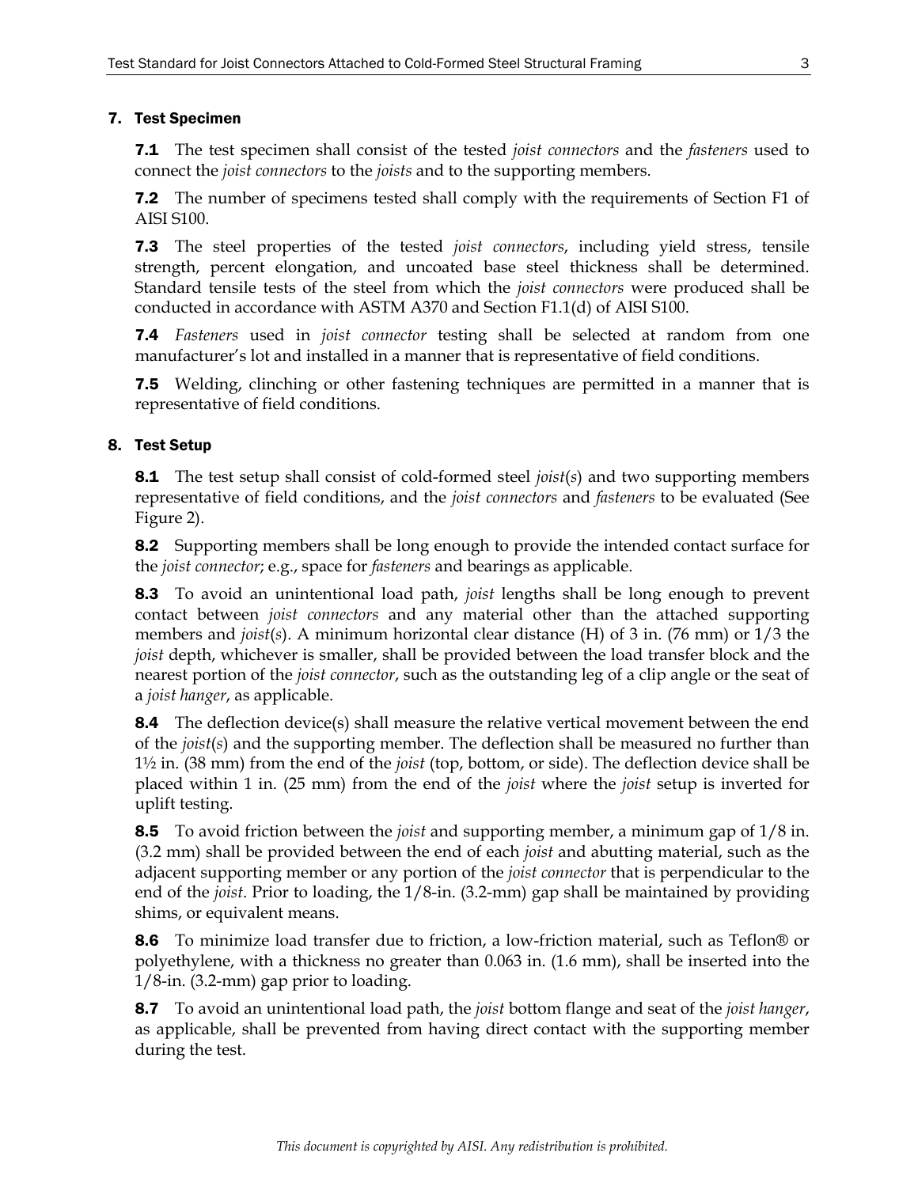## 7. Test Specimen

**7.1** The test specimen shall consist of the tested *joist connectors* and the *fasteners* used to connect the *joist connectors* to the *joists* and to the supporting members.

**7.2** The number of specimens tested shall comply with the requirements of Section F1 of AISI S100.

**7.3** The steel properties of the tested *joist connectors*, including yield stress, tensile strength, percent elongation, and uncoated base steel thickness shall be determined. Standard tensile tests of the steel from which the *joist connectors* were produced shall be conducted in accordance with ASTM A370 and Section F1.1(d) of AISI S100.

**7.4** *Fasteners* used in *joist connector* testing shall be selected at random from one manufacturer's lot and installed in a manner that is representative of field conditions.

**7.5** Welding, clinching or other fastening techniques are permitted in a manner that is representative of field conditions.

## 8. Test Setup

**8.1** The test setup shall consist of cold-formed steel *joist*(*s*) and two supporting members representative of field conditions, and the *joist connectors* and *fasteners* to be evaluated (See Figure 2).

**8.2** Supporting members shall be long enough to provide the intended contact surface for the *joist connector*; e.g., space for *fasteners* and bearings as applicable.

**8.3** To avoid an unintentional load path, *joist* lengths shall be long enough to prevent contact between *joist connectors* and any material other than the attached supporting members and *joist*(*s*). A minimum horizontal clear distance (H) of 3 in. (76 mm) or 1/3 the *joist* depth, whichever is smaller, shall be provided between the load transfer block and the nearest portion of the *joist connector*, such as the outstanding leg of a clip angle or the seat of a *joist hanger*, as applicable.

**8.4** The deflection device(s) shall measure the relative vertical movement between the end of the *joist*(*s*) and the supporting member. The deflection shall be measured no further than 1½ in. (38 mm) from the end of the *joist* (top, bottom, or side). The deflection device shall be placed within 1 in. (25 mm) from the end of the *joist* where the *joist* setup is inverted for uplift testing.

**8.5** To avoid friction between the *joist* and supporting member, a minimum gap of 1/8 in. (3.2 mm) shall be provided between the end of each *joist* and abutting material, such as the adjacent supporting member or any portion of the *joist connector* that is perpendicular to the end of the *joist*. Prior to loading, the 1/8-in. (3.2-mm) gap shall be maintained by providing shims, or equivalent means.

**8.6** To minimize load transfer due to friction, a low-friction material, such as Teflon® or polyethylene, with a thickness no greater than 0.063 in. (1.6 mm), shall be inserted into the 1/8-in. (3.2-mm) gap prior to loading.

**8.7** To avoid an unintentional load path, the *joist* bottom flange and seat of the *joist hanger*, as applicable, shall be prevented from having direct contact with the supporting member during the test.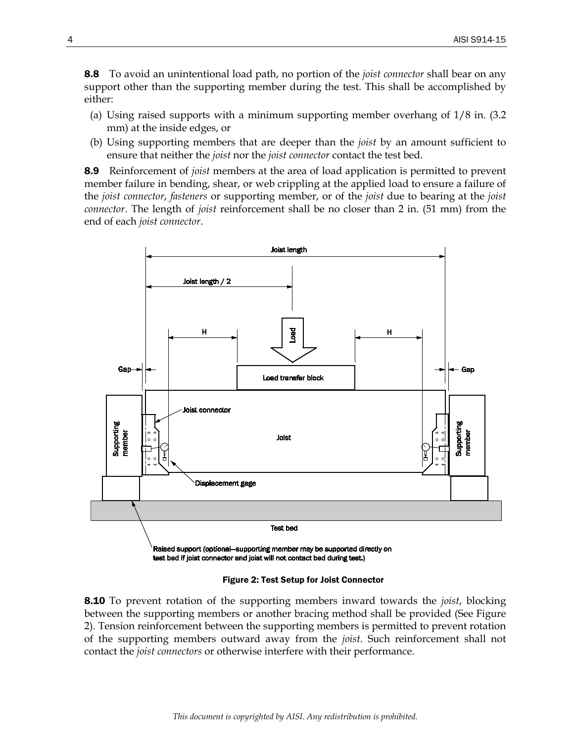**8.8** To avoid an unintentional load path, no portion of the *joist connector* shall bear on any support other than the supporting member during the test. This shall be accomplished by either:

(a) Using raised supports with a minimum supporting member overhang of 1/8 in. (3.2 mm) at the inside edges, or

(b) Using supporting members that are deeper than the *joist* by an amount sufficient to ensure that neither the *joist* nor the *joist connector* contact the test bed.

**8.9** Reinforcement of *joist* members at the area of load application is permitted to prevent member failure in bending, shear, or web crippling at the applied load to ensure a failure of the *joist connector*, *fasteners* or supporting member, or of the *joist* due to bearing at the *joist connector*. The length of *joist* reinforcement shall be no closer than 2 in. (51 mm) from the end of each *joist connector*.

**Figure 2: Test Setup for Joist Connector**

**8.10** To prevent rotation of the supporting members inward towards the *joist*, blocking between the supporting members or another bracing method shall be provided (See Figure 2). Tension reinforcement between the supporting members is permitted to prevent rotation of the supporting members outward away from the *joist*. Such reinforcement shall not contact the *joist connectors* or otherwise interfere with their performance.

*This document is copyrighted by AISI. Any redistribution is prohibited.*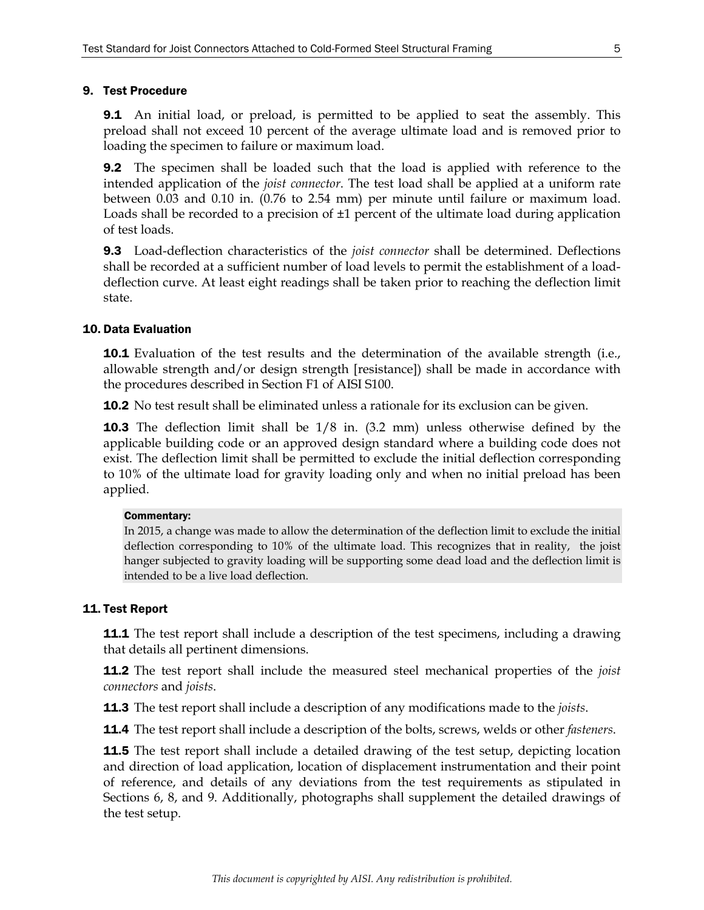## 9. Test Procedure

**9.1** An initial load, or preload, is permitted to be applied to seat the assembly. This preload shall not exceed 10 percent of the average ultimate load and is removed prior to loading the specimen to failure or maximum load.

**9.2** The specimen shall be loaded such that the load is applied with reference to the intended application of the *joist connector*. The test load shall be applied at a uniform rate between 0.03 and 0.10 in. (0.76 to 2.54 mm) per minute until failure or maximum load. Loads shall be recorded to a precision of ±1 percent of the ultimate load during application of test loads.

**9.3** Load-deflection characteristics of the *joist connector* shall be determined. Deflections shall be recorded at a sufficient number of load levels to permit the establishment of a load-deflection curve. At least eight readings shall be taken prior to reaching the deflection limit state.

## 10. Data Evaluation

**10.1** Evaluation of the test results and the determination of the available strength (i.e., allowable strength and/or design strength [resistance]) shall be made in accordance with the procedures described in Section F1 of AISI S100.

**10.2** No test result shall be eliminated unless a rationale for its exclusion can be given.

**10.3** The deflection limit shall be 1/8 in. (3.2 mm) unless otherwise defined by the applicable building code or an approved design standard where a building code does not exist. The deflection limit shall be permitted to exclude the initial deflection corresponding to 10% of the ultimate load for gravity loading only and when no initial preload has been applied.

> **Commentary:**
>
> In 2015, a change was made to allow the determination of the deflection limit to exclude the initial deflection corresponding to 10% of the ultimate load. This recognizes that in reality, the joist hanger subjected to gravity loading will be supporting some dead load and the deflection limit is intended to be a live load deflection.

## 11. Test Report

**11.1** The test report shall include a description of the test specimens, including a drawing that details all pertinent dimensions.

**11.2** The test report shall include the measured steel mechanical properties of the *joist connectors* and *joists*.

**11.3** The test report shall include a description of any modifications made to the *joists*.

**11.4** The test report shall include a description of the bolts, screws, welds or other *fasteners*.

**11.5** The test report shall include a detailed drawing of the test setup, depicting location and direction of load application, location of displacement instrumentation and their point of reference, and details of any deviations from the test requirements as stipulated in Sections 6, 8, and 9. Additionally, photographs shall supplement the detailed drawings of the test setup.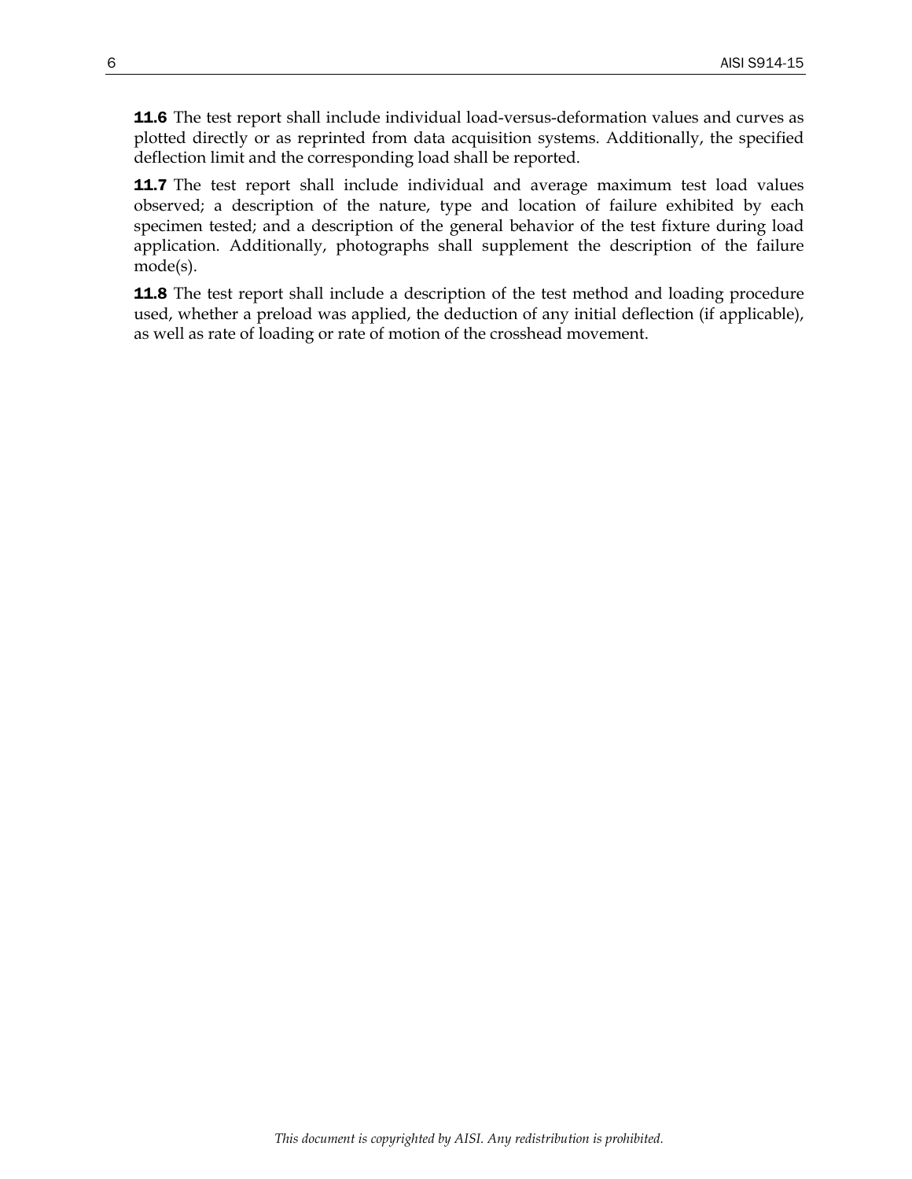**11.6** The test report shall include individual load-versus-deformation values and curves as plotted directly or as reprinted from data acquisition systems. Additionally, the specified deflection limit and the corresponding load shall be reported.

**11.7** The test report shall include individual and average maximum test load values observed; a description of the nature, type and location of failure exhibited by each specimen tested; and a description of the general behavior of the test fixture during load application. Additionally, photographs shall supplement the description of the failure mode(s).

**11.8** The test report shall include a description of the test method and loading procedure used, whether a preload was applied, the deduction of any initial deflection (if applicable), as well as rate of loading or rate of motion of the crosshead movement.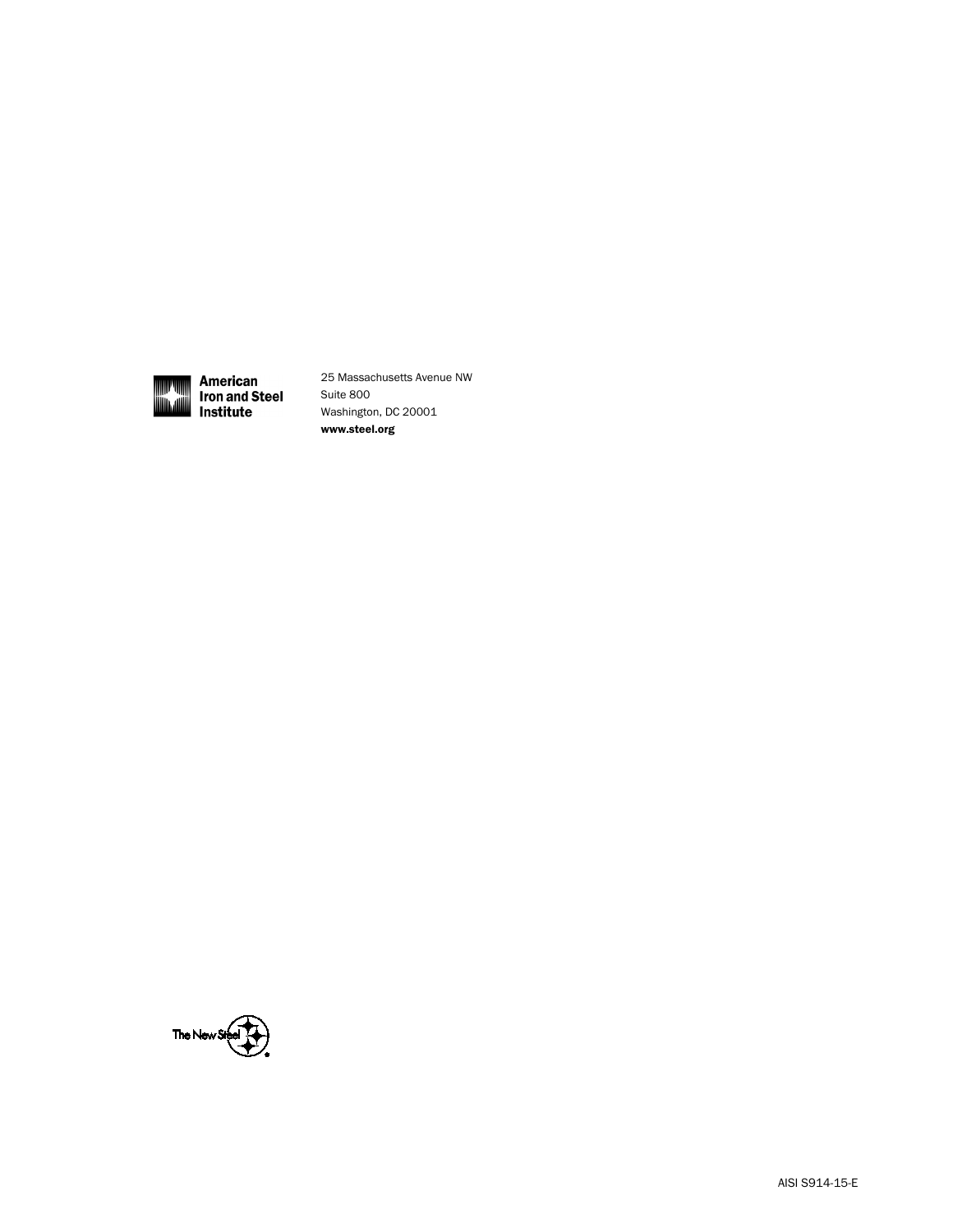**American Iron and Steel Institute**

25 Massachusetts Avenue NW
Suite 800
Washington, DC 20001
**www.steel.org**

The New Steel

AISI S914-15-E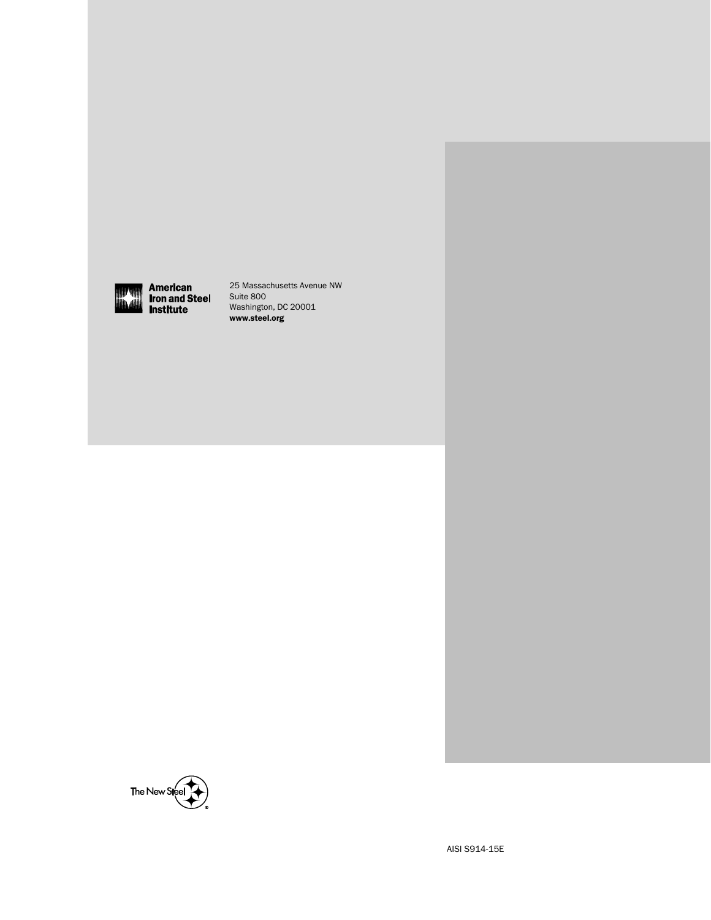**American Iron and Steel Institute**

25 Massachusetts Avenue NW
Suite 800
Washington, DC 20001
**www.steel.org**

The New Steel

AISI S914-15E